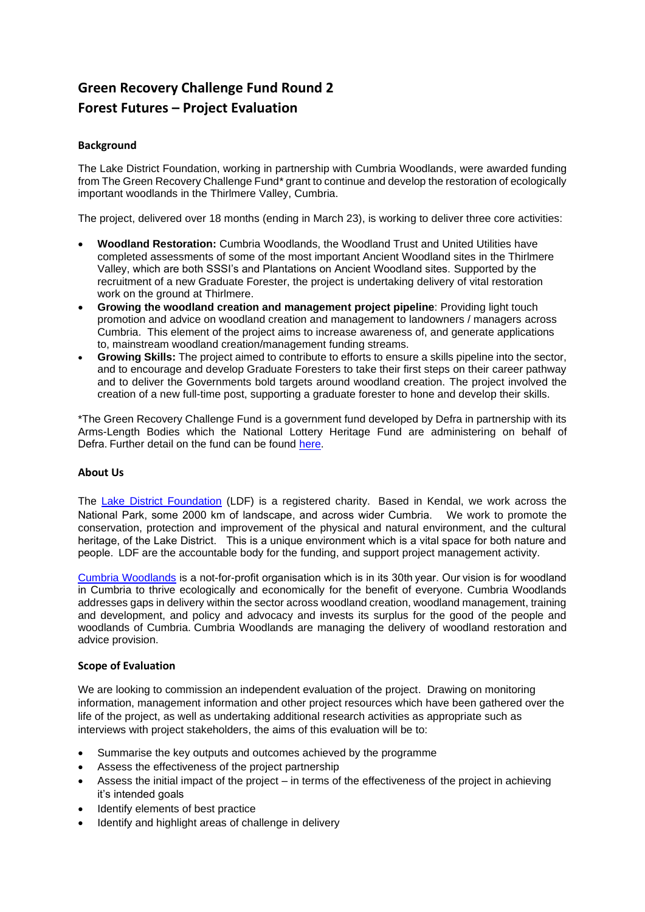# Green Recovery Challenge Fund Round 2
# Forest Futures – Project Evaluation

### Background

The Lake District Foundation, working in partnership with Cumbria Woodlands, were awarded funding from The Green Recovery Challenge Fund* grant to continue and develop the restoration of ecologically important woodlands in the Thirlmere Valley, Cumbria.

The project, delivered over 18 months (ending in March 23), is working to deliver three core activities:

- **Woodland Restoration:** Cumbria Woodlands, the Woodland Trust and United Utilities have completed assessments of some of the most important Ancient Woodland sites in the Thirlmere Valley, which are both SSSI's and Plantations on Ancient Woodland sites. Supported by the recruitment of a new Graduate Forester, the project is undertaking delivery of vital restoration work on the ground at Thirlmere.
- **Growing the woodland creation and management project pipeline**: Providing light touch promotion and advice on woodland creation and management to landowners / managers across Cumbria. This element of the project aims to increase awareness of, and generate applications to, mainstream woodland creation/management funding streams.
- **Growing Skills:** The project aimed to contribute to efforts to ensure a skills pipeline into the sector, and to encourage and develop Graduate Foresters to take their first steps on their career pathway and to deliver the Governments bold targets around woodland creation. The project involved the creation of a new full-time post, supporting a graduate forester to hone and develop their skills.

*The Green Recovery Challenge Fund is a government fund developed by Defra in partnership with its Arms-Length Bodies which the National Lottery Heritage Fund are administering on behalf of Defra. Further detail on the fund can be found here.

### About Us

The Lake District Foundation (LDF) is a registered charity. Based in Kendal, we work across the National Park, some 2000 km of landscape, and across wider Cumbria. We work to promote the conservation, protection and improvement of the physical and natural environment, and the cultural heritage, of the Lake District. This is a unique environment which is a vital space for both nature and people. LDF are the accountable body for the funding, and support project management activity.

Cumbria Woodlands is a not-for-profit organisation which is in its 30th year. Our vision is for woodland in Cumbria to thrive ecologically and economically for the benefit of everyone. Cumbria Woodlands addresses gaps in delivery within the sector across woodland creation, woodland management, training and development, and policy and advocacy and invests its surplus for the good of the people and woodlands of Cumbria. Cumbria Woodlands are managing the delivery of woodland restoration and advice provision.

### Scope of Evaluation

We are looking to commission an independent evaluation of the project. Drawing on monitoring information, management information and other project resources which have been gathered over the life of the project, as well as undertaking additional research activities as appropriate such as interviews with project stakeholders, the aims of this evaluation will be to:

- Summarise the key outputs and outcomes achieved by the programme
- Assess the effectiveness of the project partnership
- Assess the initial impact of the project – in terms of the effectiveness of the project in achieving it's intended goals
- Identify elements of best practice
- Identify and highlight areas of challenge in delivery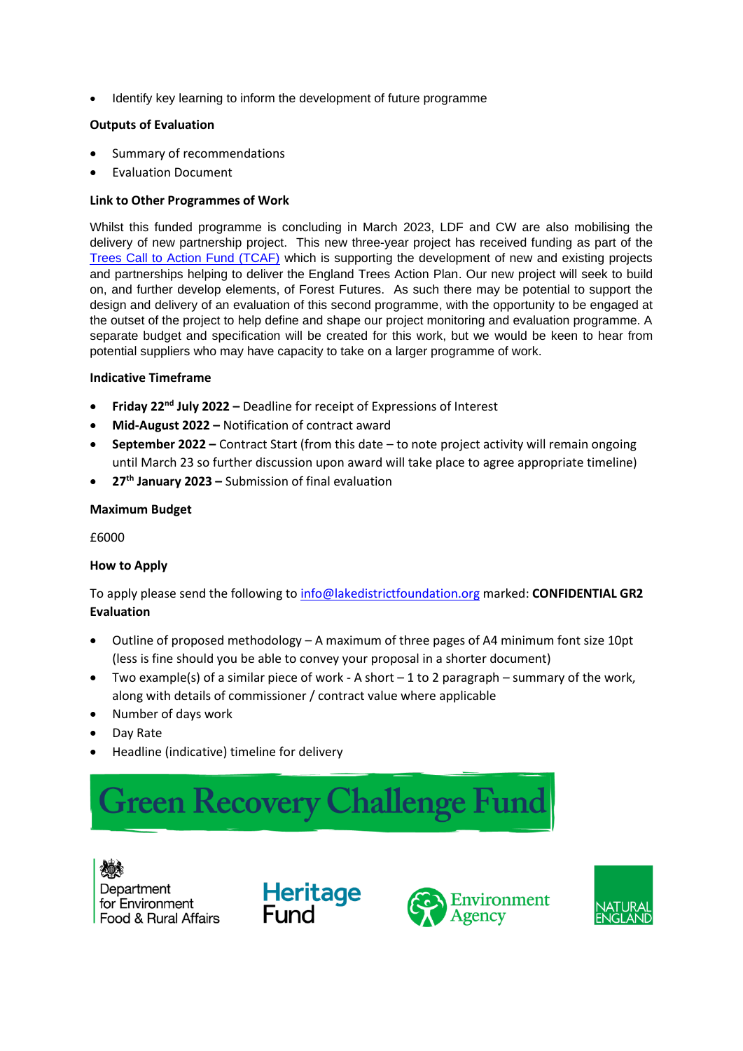- Identify key learning to inform the development of future programme

**Outputs of Evaluation**

- Summary of recommendations
- Evaluation Document

**Link to Other Programmes of Work**

Whilst this funded programme is concluding in March 2023, LDF and CW are also mobilising the delivery of new partnership project. This new three-year project has received funding as part of the [Trees Call to Action Fund (TCAF)](#) which is supporting the development of new and existing projects and partnerships helping to deliver the England Trees Action Plan. Our new project will seek to build on, and further develop elements, of Forest Futures. As such there may be potential to support the design and delivery of an evaluation of this second programme, with the opportunity to be engaged at the outset of the project to help define and shape our project monitoring and evaluation programme. A separate budget and specification will be created for this work, but we would be keen to hear from potential suppliers who may have capacity to take on a larger programme of work.

**Indicative Timeframe**

- **Friday 22nd July 2022 –** Deadline for receipt of Expressions of Interest
- **Mid-August 2022 –** Notification of contract award
- **September 2022 –** Contract Start (from this date – to note project activity will remain ongoing until March 23 so further discussion upon award will take place to agree appropriate timeline)
- **27th January 2023 –** Submission of final evaluation

**Maximum Budget**

£6000

**How to Apply**

To apply please send the following to info@lakedistrictfoundation.org marked: **CONFIDENTIAL GR2 Evaluation**

- Outline of proposed methodology – A maximum of three pages of A4 minimum font size 10pt (less is fine should you be able to convey your proposal in a shorter document)
- Two example(s) of a similar piece of work - A short – 1 to 2 paragraph – summary of the work, along with details of commissioner / contract value where applicable
- Number of days work
- Day Rate
- Headline (indicative) timeline for delivery

Green Recovery Challenge Fund

Department for Environment Food & Rural Affairs

Heritage Fund

Environment Agency

NATURAL ENGLAND